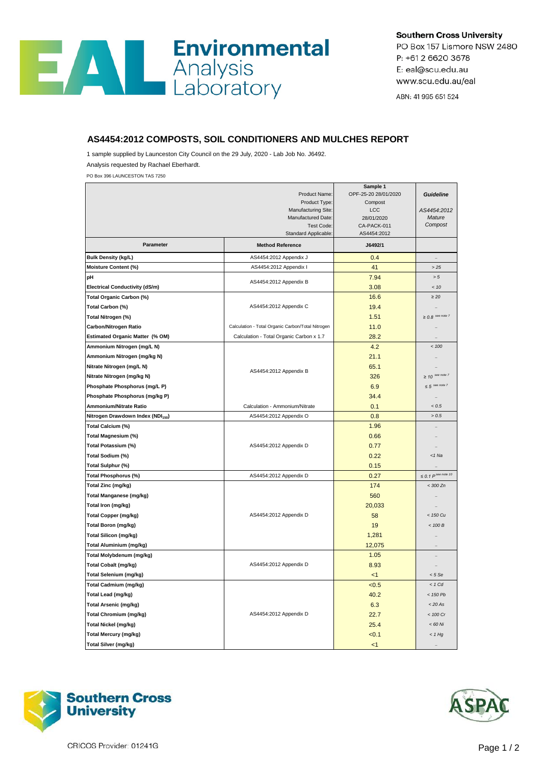Southern Cross University
PO Box 157 Lismore NSW 2480
P: +61 2 6620 3678
E: eal@scu.edu.au
www.scu.edu.au/eal

ABN: 41 995 651 524

## AS4454:2012 COMPOSTS, SOIL CONDITIONERS AND MULCHES REPORT

1 sample supplied by Launceston City Council on the 29 July, 2020 - Lab Job No. J6492.

Analysis requested by Rachael Eberhardt.

PO Box 396 LAUNCESTON TAS 7250

| | | Sample 1 | Guideline |
|---|---|---|---|
| | Product Name: | OPF-25-20 28/01/2020 | |
| | Product Type: | Compost | |
| | Manufacturing Site: | LCC | *AS4454:2012 Mature Compost* |
| | Manufactured Date: | 28/01/2020 | |
| | Test Code: | CA-PACK-011 | |
| | Standard Applicable: | AS4454:2012 | |
| **Parameter** | **Method Reference** | **J6492/1** | |
| **Bulk Density (kg/L)** | AS4454:2012 Appendix J | 0.4 | .. |
| **Moisture Content (%)** | AS4454:2012 Appendix I | 41 | > 25 |
| **pH** | AS4454:2012 Appendix B | 7.94 | > 5 |
| **Electrical Conductivity (dS/m)** | AS4454:2012 Appendix B | 3.08 | < 10 |
| **Total Organic Carbon (%)** | AS4454:2012 Appendix C | 16.6 | ≥ 20 |
| **Total Carbon (%)** | AS4454:2012 Appendix C | 19.4 | .. |
| **Total Nitrogen (%)** | AS4454:2012 Appendix C | 1.51 | ≥ 0.8 see note 7 |
| **Carbon/Nitrogen Ratio** | Calculation - Total Organic Carbon/Total Nitrogen | 11.0 | .. |
| **Estimated Organic Matter (% OM)** | Calculation - Total Organic Carbon x 1.7 | 28.2 | .. |
| **Ammonium Nitrogen (mg/L N)** | AS4454:2012 Appendix B | 4.2 | < 100 |
| **Ammonium Nitrogen (mg/kg N)** | AS4454:2012 Appendix B | 21.1 | .. |
| **Nitrate Nitrogen (mg/L N)** | AS4454:2012 Appendix B | 65.1 | .. |
| **Nitrate Nitrogen (mg/kg N)** | AS4454:2012 Appendix B | 326 | ≥ 10 see note 7 |
| **Phosphate Phosphorus (mg/L P)** | AS4454:2012 Appendix B | 6.9 | ≤ 5 see note 7 |
| **Phosphate Phosphorus (mg/kg P)** | AS4454:2012 Appendix B | 34.4 | .. |
| **Ammonium/Nitrate Ratio** | Calculation - Ammonium/Nitrate | 0.1 | < 0.5 |
| **Nitrogen Drawdown Index ($NDI_{150}$)** | AS4454:2012 Appendix O | 0.8 | > 0.5 |
| **Total Calcium (%)** | AS4454:2012 Appendix D | 1.96 | .. |
| **Total Magnesium (%)** | AS4454:2012 Appendix D | 0.66 | .. |
| **Total Potassium (%)** | AS4454:2012 Appendix D | 0.77 | .. |
| **Total Sodium (%)** | AS4454:2012 Appendix D | 0.22 | <1 Na |
| **Total Sulphur (%)** | AS4454:2012 Appendix D | 0.15 | .. |
| **Total Phosphorus (%)** | AS4454:2012 Appendix D | 0.27 | ≤ 0.1 P see note 10 |
| **Total Zinc (mg/kg)** | AS4454:2012 Appendix D | 174 | < 300 Zn |
| **Total Manganese (mg/kg)** | AS4454:2012 Appendix D | 560 | .. |
| **Total Iron (mg/kg)** | AS4454:2012 Appendix D | 20,033 | .. |
| **Total Copper (mg/kg)** | AS4454:2012 Appendix D | 58 | < 150 Cu |
| **Total Boron (mg/kg)** | AS4454:2012 Appendix D | 19 | < 100 B |
| **Total Silicon (mg/kg)** | AS4454:2012 Appendix D | 1,281 | .. |
| **Total Aluminium (mg/kg)** | AS4454:2012 Appendix D | 12,075 | .. |
| **Total Molybdenum (mg/kg)** | AS4454:2012 Appendix D | 1.05 | .. |
| **Total Cobalt (mg/kg)** | AS4454:2012 Appendix D | 8.93 | .. |
| **Total Selenium (mg/kg)** | AS4454:2012 Appendix D | <1 | < 5 Se |
| **Total Cadmium (mg/kg)** | AS4454:2012 Appendix D | <0.5 | < 1 Cd |
| **Total Lead (mg/kg)** | AS4454:2012 Appendix D | 40.2 | < 150 Pb |
| **Total Arsenic (mg/kg)** | AS4454:2012 Appendix D | 6.3 | < 20 As |
| **Total Chromium (mg/kg)** | AS4454:2012 Appendix D | 22.7 | < 100 Cr |
| **Total Nickel (mg/kg)** | AS4454:2012 Appendix D | 25.4 | < 60 Ni |
| **Total Mercury (mg/kg)** | AS4454:2012 Appendix D | <0.1 | < 1 Hg |
| **Total Silver (mg/kg)** | AS4454:2012 Appendix D | <1 | .. |

CRICOS Provider: 01241G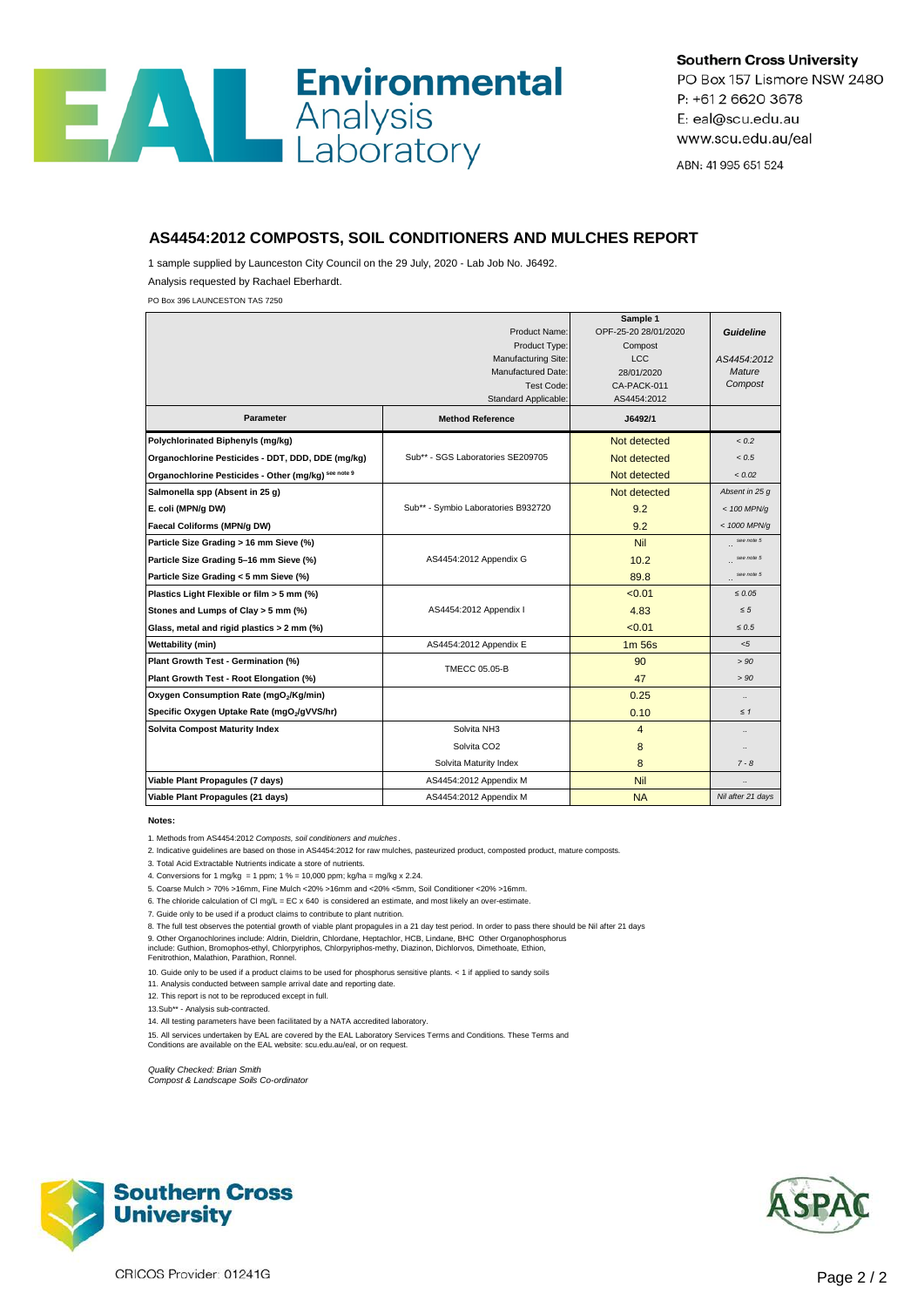Southern Cross University
PO Box 157 Lismore NSW 2480
P: +61 2 6620 3678
E: eal@scu.edu.au
www.scu.edu.au/eal

ABN: 41 995 651 524

## AS4454:2012 COMPOSTS, SOIL CONDITIONERS AND MULCHES REPORT

1 sample supplied by Launceston City Council on the 29 July, 2020 - Lab Job No. J6492.

Analysis requested by Rachael Eberhardt.

PO Box 396 LAUNCESTON TAS 7250

| | | Sample 1 | Guideline |
|---|---|---|---|
| | Product Name: | OPF-25-20 28/01/2020 | |
| | Product Type: | Compost | |
| | Manufacturing Site: | LCC | *AS4454:2012* |
| | Manufactured Date: | 28/01/2020 | *Mature* |
| | Test Code: | CA-PACK-011 | *Compost* |
| | Standard Applicable: | AS4454:2012 | |
| **Parameter** | **Method Reference** | **J6492/1** | |
| **Polychlorinated Biphenyls (mg/kg)** | Sub** - SGS Laboratories SE209705 | Not detected | *< 0.2* |
| **Organochlorine Pesticides - DDT, DDD, DDE (mg/kg)** | | Not detected | *< 0.5* |
| **Organochlorine Pesticides - Other (mg/kg)** see note 9 | | Not detected | *< 0.02* |
| **Salmonella spp (Absent in 25 g)** | Sub** - Symbio Laboratories B932720 | Not detected | *Absent in 25 g* |
| **E. coli (MPN/g DW)** | | 9.2 | *< 100 MPN/g* |
| **Faecal Coliforms (MPN/g DW)** | | 9.2 | *< 1000 MPN/g* |
| **Particle Size Grading > 16 mm Sieve (%)** | AS4454:2012 Appendix G | Nil | *see note 5* |
| **Particle Size Grading 5–16 mm Sieve (%)** | | 10.2 | *see note 5* |
| **Particle Size Grading < 5 mm Sieve (%)** | | 89.8 | *see note 5* |
| **Plastics Light Flexible or film > 5 mm (%)** | AS4454:2012 Appendix I | <0.01 | *≤ 0.05* |
| **Stones and Lumps of Clay > 5 mm (%)** | | 4.83 | *≤ 5* |
| **Glass, metal and rigid plastics > 2 mm (%)** | | <0.01 | *≤ 0.5* |
| **Wettability (min)** | AS4454:2012 Appendix E | 1m 56s | *<5* |
| **Plant Growth Test - Germination (%)** | TMECC 05.05-B | 90 | *> 90* |
| **Plant Growth Test - Root Elongation (%)** | | 47 | *> 90* |
| **Oxygen Consumption Rate ($mgO_2$/Kg/min)** | | 0.25 | *..* |
| **Specific Oxygen Uptake Rate ($mgO_2$/gVVS/hr)** | | 0.10 | *≤ 1* |
| **Solvita Compost Maturity Index** | Solvita NH3 | 4 | *..* |
| | Solvita CO2 | 8 | *..* |
| | Solvita Maturity Index | 8 | *7 - 8* |
| **Viable Plant Propagules (7 days)** | AS4454:2012 Appendix M | Nil | *..* |
| **Viable Plant Propagules (21 days)** | AS4454:2012 Appendix M | NA | *Nil after 21 days* |

**Notes:**

1. Methods from AS4454:2012 *Composts, soil conditioners and mulches*.
2. Indicative guidelines are based on those in AS4454:2012 for raw mulches, pasteurized product, composted product, mature composts.
3. Total Acid Extractable Nutrients indicate a store of nutrients.
4. Conversions for 1 mg/kg = 1 ppm; 1 % = 10,000 ppm; kg/ha = mg/kg x 2.24.
5. Coarse Mulch > 70% >16mm, Fine Mulch <20% >16mm and <20% <5mm, Soil Conditioner <20% >16mm.
6. The chloride calculation of Cl mg/L = EC x 640 is considered an estimate, and most likely an over-estimate.
7. Guide only to be used if a product claims to contribute to plant nutrition.
8. The full test observes the potential growth of viable plant propagules in a 21 day test period. In order to pass there should be Nil after 21 days
9. Other Organochlorines include: Aldrin, Dieldrin, Chlordane, Heptachlor, HCB, Lindane, BHC Other Organophosphorus include: Guthion, Bromophos-ethyl, Chlorpyriphos, Chlorpyriphos-methy, Diazinon, Dichlorvos, Dimethoate, Ethion, Fenitrothion, Malathion, Parathion, Ronnel.
10. Guide only to be used if a product claims to be used for phosphorus sensitive plants. < 1 if applied to sandy soils
11. Analysis conducted between sample arrival date and reporting date.
12. This report is not to be reproduced except in full.
13. Sub** - Analysis sub-contracted.
14. All testing parameters have been facilitated by a NATA accredited laboratory.
15. All services undertaken by EAL are covered by the EAL Laboratory Services Terms and Conditions. These Terms and Conditions are available on the EAL website: scu.edu.au/eal, or on request.

*Quality Checked: Brian Smith*
*Compost & Landscape Soils Co-ordinator*

CRICOS Provider: 01241G